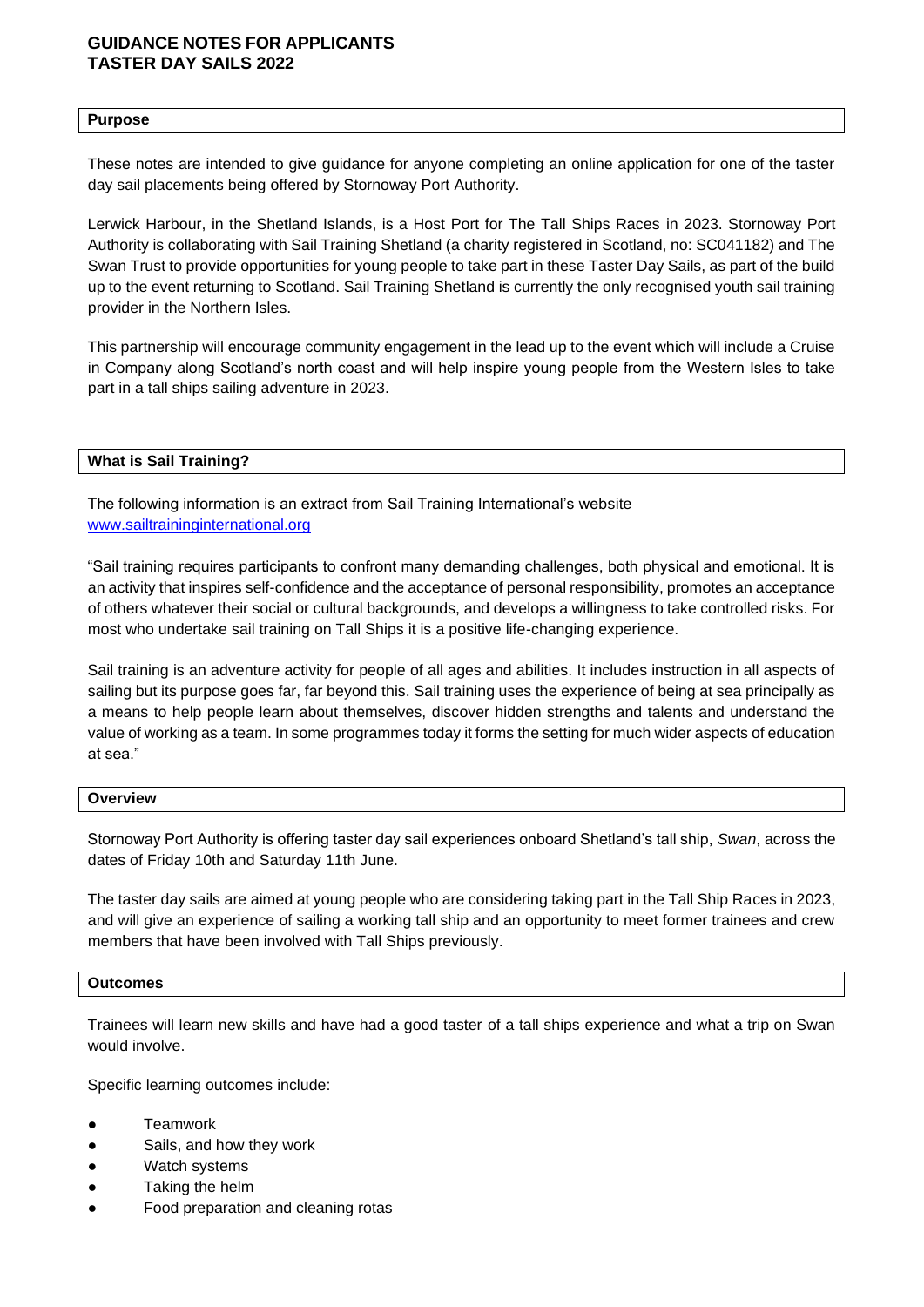# GUIDANCE NOTES FOR APPLICANTS
# TASTER DAY SAILS 2022

## Purpose

These notes are intended to give guidance for anyone completing an online application for one of the taster day sail placements being offered by Stornoway Port Authority.

Lerwick Harbour, in the Shetland Islands, is a Host Port for The Tall Ships Races in 2023. Stornoway Port Authority is collaborating with Sail Training Shetland (a charity registered in Scotland, no: SC041182) and The Swan Trust to provide opportunities for young people to take part in these Taster Day Sails, as part of the build up to the event returning to Scotland. Sail Training Shetland is currently the only recognised youth sail training provider in the Northern Isles.

This partnership will encourage community engagement in the lead up to the event which will include a Cruise in Company along Scotland's north coast and will help inspire young people from the Western Isles to take part in a tall ships sailing adventure in 2023.

## What is Sail Training?

The following information is an extract from Sail Training International's website [www.sailtraininginternational.org](www.sailtraininginternational.org)

"Sail training requires participants to confront many demanding challenges, both physical and emotional. It is an activity that inspires self-confidence and the acceptance of personal responsibility, promotes an acceptance of others whatever their social or cultural backgrounds, and develops a willingness to take controlled risks. For most who undertake sail training on Tall Ships it is a positive life-changing experience.

Sail training is an adventure activity for people of all ages and abilities. It includes instruction in all aspects of sailing but its purpose goes far, far beyond this. Sail training uses the experience of being at sea principally as a means to help people learn about themselves, discover hidden strengths and talents and understand the value of working as a team. In some programmes today it forms the setting for much wider aspects of education at sea."

## Overview

Stornoway Port Authority is offering taster day sail experiences onboard Shetland's tall ship, *Swan*, across the dates of Friday 10th and Saturday 11th June.

The taster day sails are aimed at young people who are considering taking part in the Tall Ship Races in 2023, and will give an experience of sailing a working tall ship and an opportunity to meet former trainees and crew members that have been involved with Tall Ships previously.

## Outcomes

Trainees will learn new skills and have had a good taster of a tall ships experience and what a trip on Swan would involve.

Specific learning outcomes include:

- Teamwork
- Sails, and how they work
- Watch systems
- Taking the helm
- Food preparation and cleaning rotas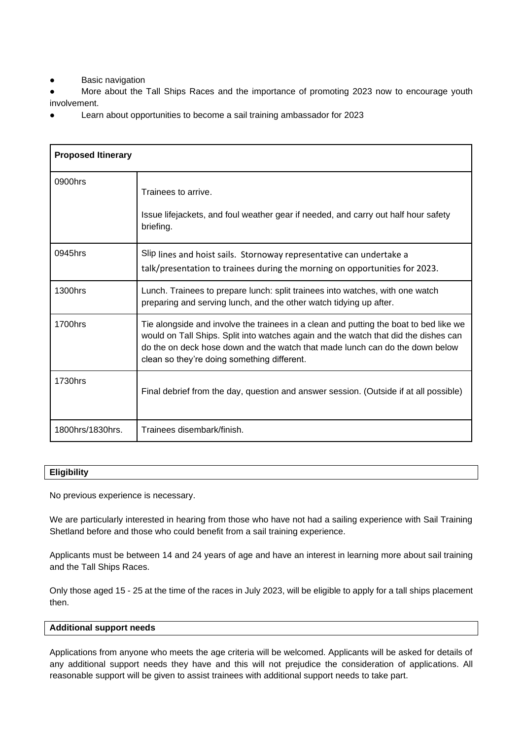- Basic navigation
- More about the Tall Ships Races and the importance of promoting 2023 now to encourage youth involvement.
- Learn about opportunities to become a sail training ambassador for 2023

| **Proposed Itinerary** | |
|---|---|
| 0900hrs | Trainees to arrive.<br><br>Issue lifejackets, and foul weather gear if needed, and carry out half hour safety briefing. |
| 0945hrs | Slip lines and hoist sails. Stornoway representative can undertake a talk/presentation to trainees during the morning on opportunities for 2023. |
| 1300hrs | Lunch. Trainees to prepare lunch: split trainees into watches, with one watch preparing and serving lunch, and the other watch tidying up after. |
| 1700hrs | Tie alongside and involve the trainees in a clean and putting the boat to bed like we would on Tall Ships. Split into watches again and the watch that did the dishes can do the on deck hose down and the watch that made lunch can do the down below clean so they're doing something different. |
| 1730hrs | Final debrief from the day, question and answer session. (Outside if at all possible) |
| 1800hrs/1830hrs. | Trainees disembark/finish. |

## Eligibility

No previous experience is necessary.

We are particularly interested in hearing from those who have not had a sailing experience with Sail Training Shetland before and those who could benefit from a sail training experience.

Applicants must be between 14 and 24 years of age and have an interest in learning more about sail training and the Tall Ships Races.

Only those aged 15 - 25 at the time of the races in July 2023, will be eligible to apply for a tall ships placement then.

## Additional support needs

Applications from anyone who meets the age criteria will be welcomed. Applicants will be asked for details of any additional support needs they have and this will not prejudice the consideration of applications. All reasonable support will be given to assist trainees with additional support needs to take part.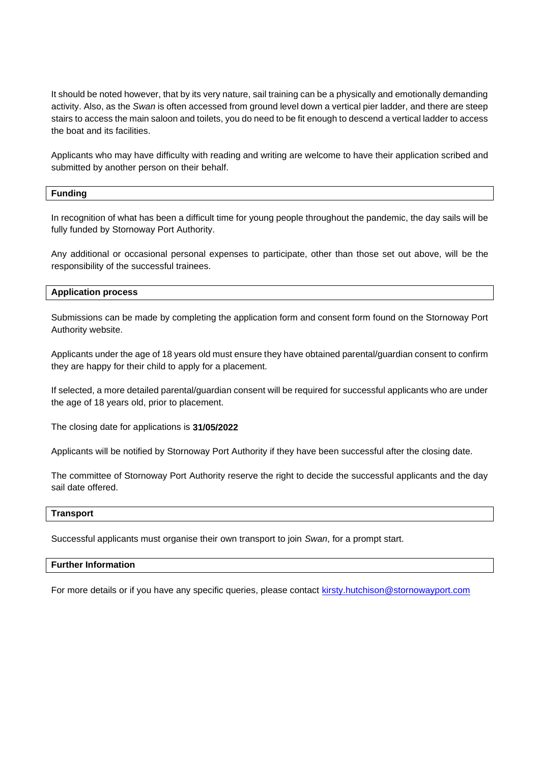It should be noted however, that by its very nature, sail training can be a physically and emotionally demanding activity. Also, as the *Swan* is often accessed from ground level down a vertical pier ladder, and there are steep stairs to access the main saloon and toilets, you do need to be fit enough to descend a vertical ladder to access the boat and its facilities.

Applicants who may have difficulty with reading and writing are welcome to have their application scribed and submitted by another person on their behalf.

## Funding

In recognition of what has been a difficult time for young people throughout the pandemic, the day sails will be fully funded by Stornoway Port Authority.

Any additional or occasional personal expenses to participate, other than those set out above, will be the responsibility of the successful trainees.

## Application process

Submissions can be made by completing the application form and consent form found on the Stornoway Port Authority website.

Applicants under the age of 18 years old must ensure they have obtained parental/guardian consent to confirm they are happy for their child to apply for a placement.

If selected, a more detailed parental/guardian consent will be required for successful applicants who are under the age of 18 years old, prior to placement.

The closing date for applications is **31/05/2022**

Applicants will be notified by Stornoway Port Authority if they have been successful after the closing date.

The committee of Stornoway Port Authority reserve the right to decide the successful applicants and the day sail date offered.

## Transport

Successful applicants must organise their own transport to join *Swan*, for a prompt start.

## Further Information

For more details or if you have any specific queries, please contact kirsty.hutchison@stornowayport.com